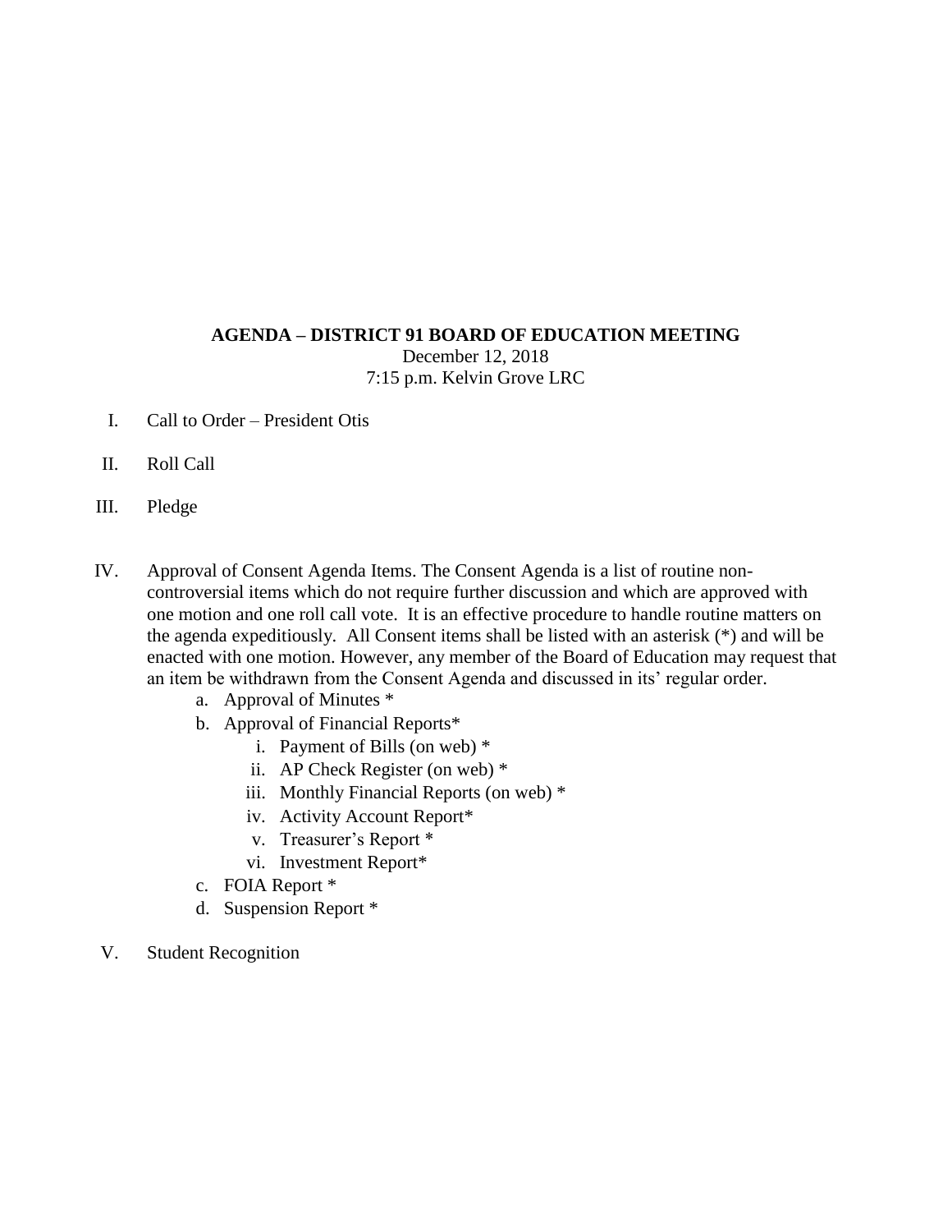**AGENDA – DISTRICT 91 BOARD OF EDUCATION MEETING**

December 12, 2018

7:15 p.m. Kelvin Grove LRC

I. Call to Order – President Otis

II. Roll Call

III. Pledge

IV. Approval of Consent Agenda Items. The Consent Agenda is a list of routine non-controversial items which do not require further discussion and which are approved with one motion and one roll call vote. It is an effective procedure to handle routine matters on the agenda expeditiously. All Consent items shall be listed with an asterisk (*) and will be enacted with one motion. However, any member of the Board of Education may request that an item be withdrawn from the Consent Agenda and discussed in its' regular order.

   a. Approval of Minutes *
   b. Approval of Financial Reports*
      i. Payment of Bills (on web) *
      ii. AP Check Register (on web) *
      iii. Monthly Financial Reports (on web) *
      iv. Activity Account Report*
      v. Treasurer's Report *
      vi. Investment Report*
   c. FOIA Report *
   d. Suspension Report *

V. Student Recognition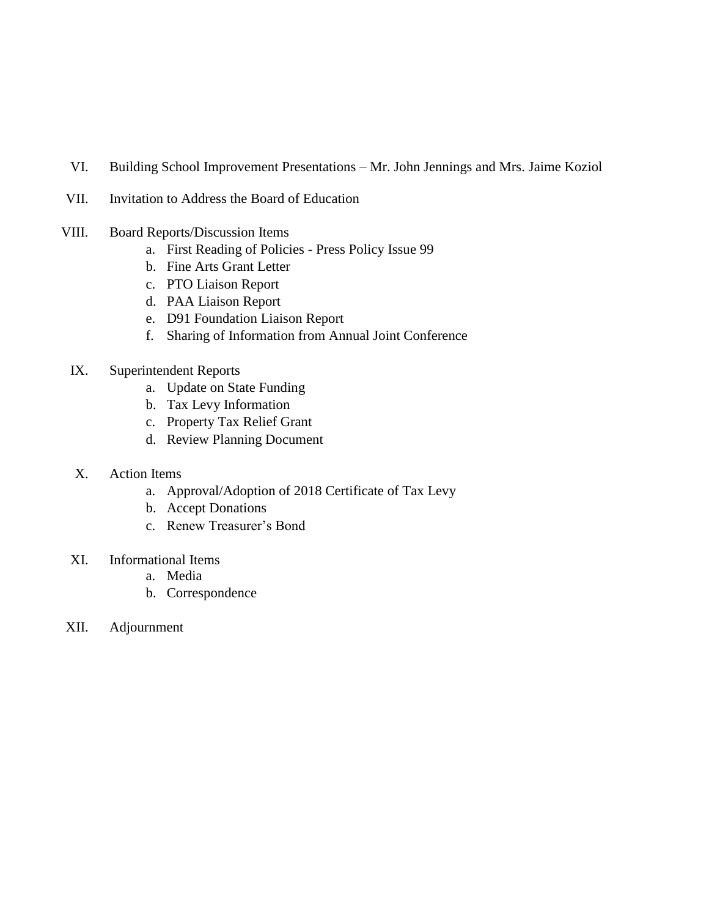VI. Building School Improvement Presentations – Mr. John Jennings and Mrs. Jaime Koziol

VII. Invitation to Address the Board of Education

VIII. Board Reports/Discussion Items
   a. First Reading of Policies - Press Policy Issue 99
   b. Fine Arts Grant Letter
   c. PTO Liaison Report
   d. PAA Liaison Report
   e. D91 Foundation Liaison Report
   f. Sharing of Information from Annual Joint Conference

IX. Superintendent Reports
   a. Update on State Funding
   b. Tax Levy Information
   c. Property Tax Relief Grant
   d. Review Planning Document

X. Action Items
   a. Approval/Adoption of 2018 Certificate of Tax Levy
   b. Accept Donations
   c. Renew Treasurer's Bond

XI. Informational Items
   a. Media
   b. Correspondence

XII. Adjournment